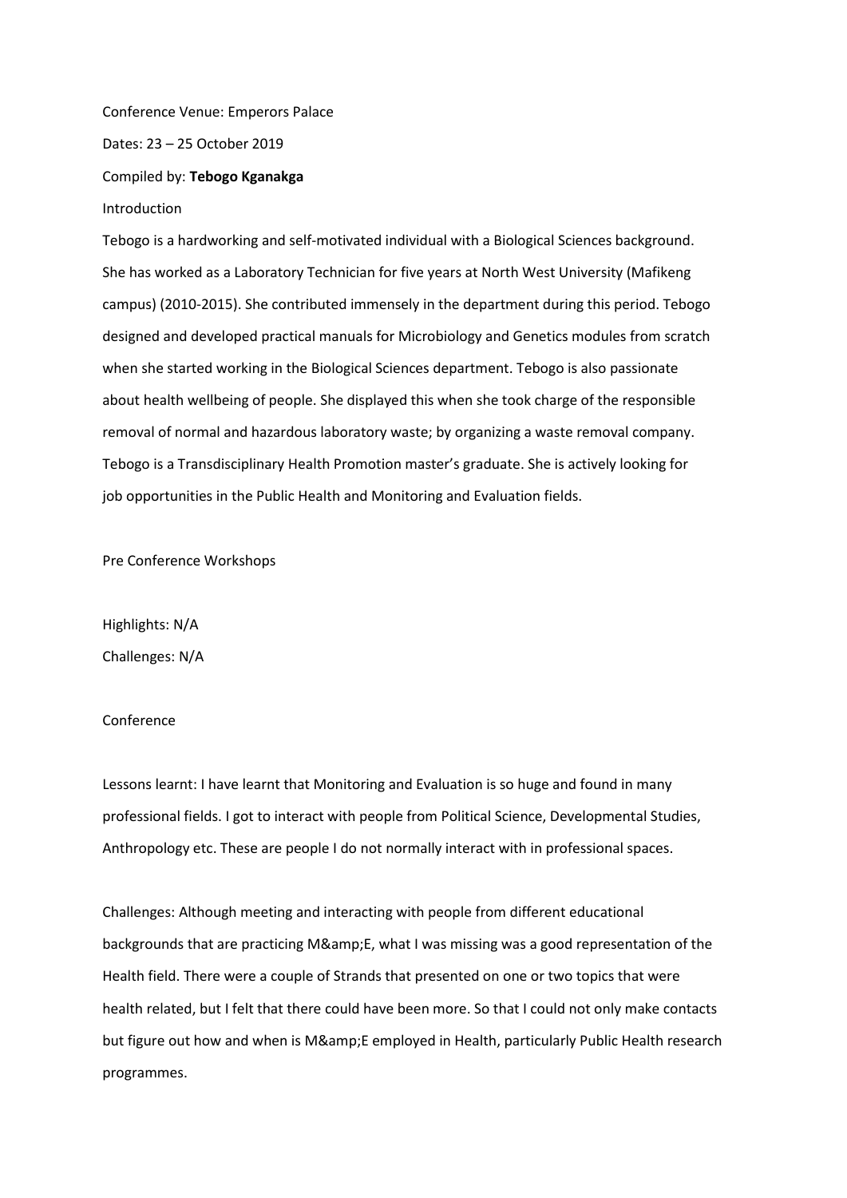Conference Venue: Emperors Palace

Dates: 23 – 25 October 2019

Compiled by: **Tebogo Kganakga**

Introduction

Tebogo is a hardworking and self-motivated individual with a Biological Sciences background. She has worked as a Laboratory Technician for five years at North West University (Mafikeng campus) (2010-2015). She contributed immensely in the department during this period. Tebogo designed and developed practical manuals for Microbiology and Genetics modules from scratch when she started working in the Biological Sciences department. Tebogo is also passionate about health wellbeing of people. She displayed this when she took charge of the responsible removal of normal and hazardous laboratory waste; by organizing a waste removal company. Tebogo is a Transdisciplinary Health Promotion master's graduate. She is actively looking for job opportunities in the Public Health and Monitoring and Evaluation fields.

Pre Conference Workshops

Highlights: N/A

Challenges: N/A

Conference

Lessons learnt: I have learnt that Monitoring and Evaluation is so huge and found in many professional fields. I got to interact with people from Political Science, Developmental Studies, Anthropology etc. These are people I do not normally interact with in professional spaces.

Challenges: Although meeting and interacting with people from different educational backgrounds that are practicing M&amp;E, what I was missing was a good representation of the Health field. There were a couple of Strands that presented on one or two topics that were health related, but I felt that there could have been more. So that I could not only make contacts but figure out how and when is M&amp;E employed in Health, particularly Public Health research programmes.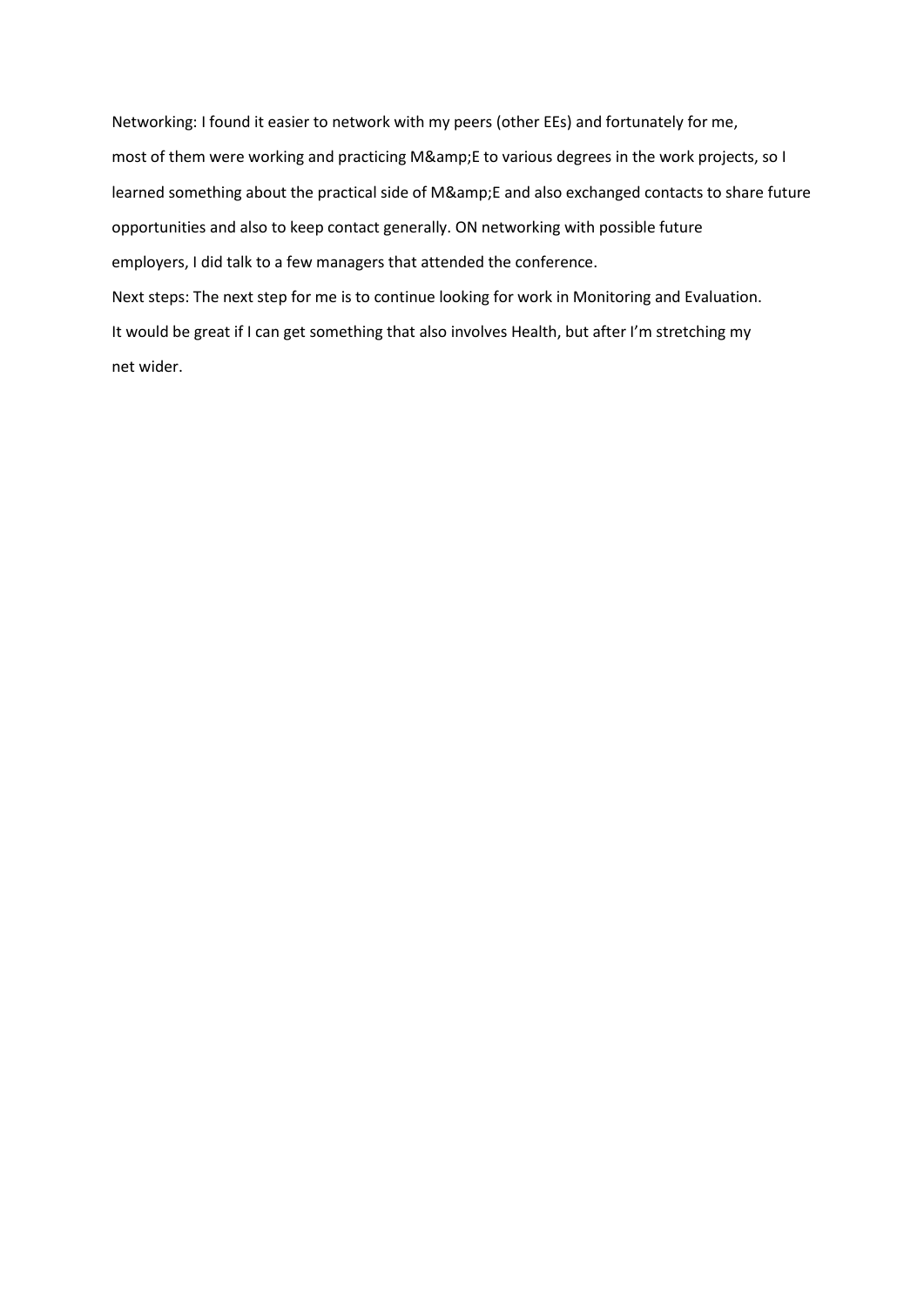Networking: I found it easier to network with my peers (other EEs) and fortunately for me, most of them were working and practicing M&amp;E to various degrees in the work projects, so I learned something about the practical side of M&amp;E and also exchanged contacts to share future opportunities and also to keep contact generally. ON networking with possible future employers, I did talk to a few managers that attended the conference.

Next steps: The next step for me is to continue looking for work in Monitoring and Evaluation. It would be great if I can get something that also involves Health, but after I'm stretching my net wider.